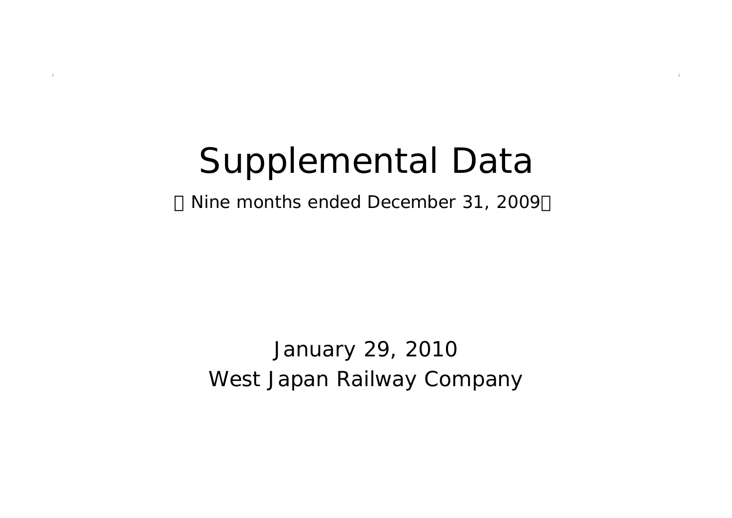# Supplemental Data

（Nine months ended December 31, 2009）

January 29, 2010

West Japan Railway Company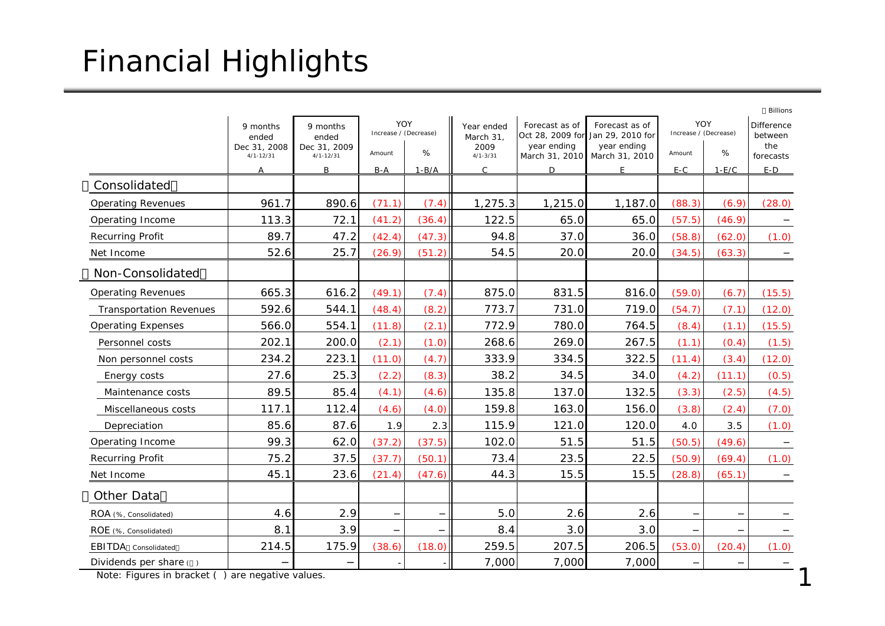# Financial Highlights

¥ Billions

| | 9 months ended Dec 31, 2008 4/1-12/31 | 9 months ended Dec 31, 2009 4/1-12/31 | YOY Increase / (Decrease) | | Year ended March 31, 2009 4/1-3/31 | Forecast as of Oct 28, 2009 for year ending March 31, 2010 | Forecast as of Jan 29, 2010 for year ending March 31, 2010 | YOY Increase / (Decrease) | | Difference between the forecasts |
|---|---|---|---|---|---|---|---|---|---|---|
| | | | Amount | % | | | | Amount | % | |
| | A | B | B-A | 1-B/A | C | D | E | E-C | 1-E/C | E-D |
| 【Consolidated】 | | | | | | | | | | |
| Operating Revenues | 961.7 | 890.6 | (71.1) | (7.4) | 1,275.3 | 1,215.0 | 1,187.0 | (88.3) | (6.9) | (28.0) |
| Operating Income | 113.3 | 72.1 | (41.2) | (36.4) | 122.5 | 65.0 | 65.0 | (57.5) | (46.9) | − |
| Recurring Profit | 89.7 | 47.2 | (42.4) | (47.3) | 94.8 | 37.0 | 36.0 | (58.8) | (62.0) | (1.0) |
| Net Income | 52.6 | 25.7 | (26.9) | (51.2) | 54.5 | 20.0 | 20.0 | (34.5) | (63.3) | − |
| 【Non-Consolidated】 | | | | | | | | | | |
| Operating Revenues | 665.3 | 616.2 | (49.1) | (7.4) | 875.0 | 831.5 | 816.0 | (59.0) | (6.7) | (15.5) |
| Transportation Revenues | 592.6 | 544.1 | (48.4) | (8.2) | 773.7 | 731.0 | 719.0 | (54.7) | (7.1) | (12.0) |
| Operating Expenses | 566.0 | 554.1 | (11.8) | (2.1) | 772.9 | 780.0 | 764.5 | (8.4) | (1.1) | (15.5) |
| Personnel costs | 202.1 | 200.0 | (2.1) | (1.0) | 268.6 | 269.0 | 267.5 | (1.1) | (0.4) | (1.5) |
| Non personnel costs | 234.2 | 223.1 | (11.0) | (4.7) | 333.9 | 334.5 | 322.5 | (11.4) | (3.4) | (12.0) |
| Energy costs | 27.6 | 25.3 | (2.2) | (8.3) | 38.2 | 34.5 | 34.0 | (4.2) | (11.1) | (0.5) |
| Maintenance costs | 89.5 | 85.4 | (4.1) | (4.6) | 135.8 | 137.0 | 132.5 | (3.3) | (2.5) | (4.5) |
| Miscellaneous costs | 117.1 | 112.4 | (4.6) | (4.0) | 159.8 | 163.0 | 156.0 | (3.8) | (2.4) | (7.0) |
| Depreciation | 85.6 | 87.6 | 1.9 | 2.3 | 115.9 | 121.0 | 120.0 | 4.0 | 3.5 | (1.0) |
| Operating Income | 99.3 | 62.0 | (37.2) | (37.5) | 102.0 | 51.5 | 51.5 | (50.5) | (49.6) | − |
| Recurring Profit | 75.2 | 37.5 | (37.7) | (50.1) | 73.4 | 23.5 | 22.5 | (50.9) | (69.4) | (1.0) |
| Net Income | 45.1 | 23.6 | (21.4) | (47.6) | 44.3 | 15.5 | 15.5 | (28.8) | (65.1) | − |
| 【Other Data】 | | | | | | | | | | |
| ROA (%, Consolidated) | 4.6 | 2.9 | − | − | 5.0 | 2.6 | 2.6 | − | − | − |
| ROE (%, Consolidated) | 8.1 | 3.9 | − | − | 8.4 | 3.0 | 3.0 | − | − | − |
| EBITDA（Consolidated） | 214.5 | 175.9 | (38.6) | (18.0) | 259.5 | 207.5 | 206.5 | (53.0) | (20.4) | (1.0) |
| Dividends per share (¥) | − | − | - | - | 7,000 | 7,000 | 7,000 | − | − | − |

Note: Figures in bracket ( ) are negative values.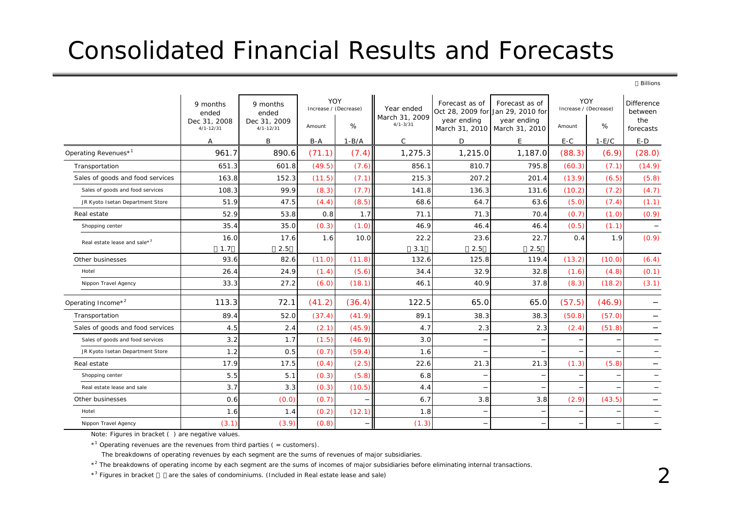# Consolidated Financial Results and Forecasts

¥ Billions

| | 9 months ended Dec 31, 2008 4/1-12/31 | 9 months ended Dec 31, 2009 4/1-12/31 | YOY Increase / (Decrease) | | Year ended March 31, 2009 4/1-3/31 | Forecast as of Oct 28, 2009 for year ending March 31, 2010 | Forecast as of Jan 29, 2010 for year ending March 31, 2010 | YOY Increase / (Decrease) | | Difference between the forecasts |
|---|---|---|---|---|---|---|---|---|---|---|
| | | | Amount | % | | | | Amount | % | |
| | A | B | B-A | 1-B/A | C | D | E | E-C | 1-E/C | E-D |
| Operating Revenues*[1] | 961.7 | 890.6 | (71.1) | (7.4) | 1,275.3 | 1,215.0 | 1,187.0 | (88.3) | (6.9) | (28.0) |
| Transportation | 651.3 | 601.8 | (49.5) | (7.6) | 856.1 | 810.7 | 795.8 | (60.3) | (7.1) | (14.9) |
| Sales of goods and food services | 163.8 | 152.3 | (11.5) | (7.1) | 215.3 | 207.2 | 201.4 | (13.9) | (6.5) | (5.8) |
| Sales of goods and food services | 108.3 | 99.9 | (8.3) | (7.7) | 141.8 | 136.3 | 131.6 | (10.2) | (7.2) | (4.7) |
| JR Kyoto Isetan Department Store | 51.9 | 47.5 | (4.4) | (8.5) | 68.6 | 64.7 | 63.6 | (5.0) | (7.4) | (1.1) |
| Real estate | 52.9 | 53.8 | 0.8 | 1.7 | 71.1 | 71.3 | 70.4 | (0.7) | (1.0) | (0.9) |
| Shopping center | 35.4 | 35.0 | (0.3) | (1.0) | 46.9 | 46.4 | 46.4 | (0.5) | (1.1) | – |
| Real estate lease and sale*[3] | 16.0 〈1.7〉 | 17.6 〈2.5〉 | 1.6 | 10.0 | 22.2 〈3.1〉 | 23.6 〈2.5〉 | 22.7 〈2.5〉 | 0.4 | 1.9 | (0.9) |
| Other businesses | 93.6 | 82.6 | (11.0) | (11.8) | 132.6 | 125.8 | 119.4 | (13.2) | (10.0) | (6.4) |
| Hotel | 26.4 | 24.9 | (1.4) | (5.6) | 34.4 | 32.9 | 32.8 | (1.6) | (4.8) | (0.1) |
| Nippon Travel Agency | 33.3 | 27.2 | (6.0) | (18.1) | 46.1 | 40.9 | 37.8 | (8.3) | (18.2) | (3.1) |
| Operating Income*[2] | 113.3 | 72.1 | (41.2) | (36.4) | 122.5 | 65.0 | 65.0 | (57.5) | (46.9) | – |
| Transportation | 89.4 | 52.0 | (37.4) | (41.9) | 89.1 | 38.3 | 38.3 | (50.8) | (57.0) | – |
| Sales of goods and food services | 4.5 | 2.4 | (2.1) | (45.9) | 4.7 | 2.3 | 2.3 | (2.4) | (51.8) | – |
| Sales of goods and food services | 3.2 | 1.7 | (1.5) | (46.9) | 3.0 | – | – | – | – | – |
| JR Kyoto Isetan Department Store | 1.2 | 0.5 | (0.7) | (59.4) | 1.6 | – | – | – | – | – |
| Real estate | 17.9 | 17.5 | (0.4) | (2.5) | 22.6 | 21.3 | 21.3 | (1.3) | (5.8) | – |
| Shopping center | 5.5 | 5.1 | (0.3) | (5.8) | 6.8 | – | – | – | – | – |
| Real estate lease and sale | 3.7 | 3.3 | (0.3) | (10.5) | 4.4 | – | – | – | – | – |
| Other businesses | 0.6 | (0.0) | (0.7) | – | 6.7 | 3.8 | 3.8 | (2.9) | (43.5) | – |
| Hotel | 1.6 | 1.4 | (0.2) | (12.1) | 1.8 | – | – | – | – | – |
| Nippon Travel Agency | (3.1) | (3.9) | (0.8) | – | (1.3) | – | – | – | – | – |

Note: Figures in bracket ( ) are negative values.

*[1] Operating revenues are the revenues from third parties ( = customers).

The breakdowns of operating revenues by each segment are the sums of revenues of major subsidiaries.

*[2] The breakdowns of operating income by each segment are the sums of incomes of major subsidiaries before eliminating internal transactions.

*[3] Figures in bracket 〈 〉 are the sales of condominiums. (Included in Real estate lease and sale)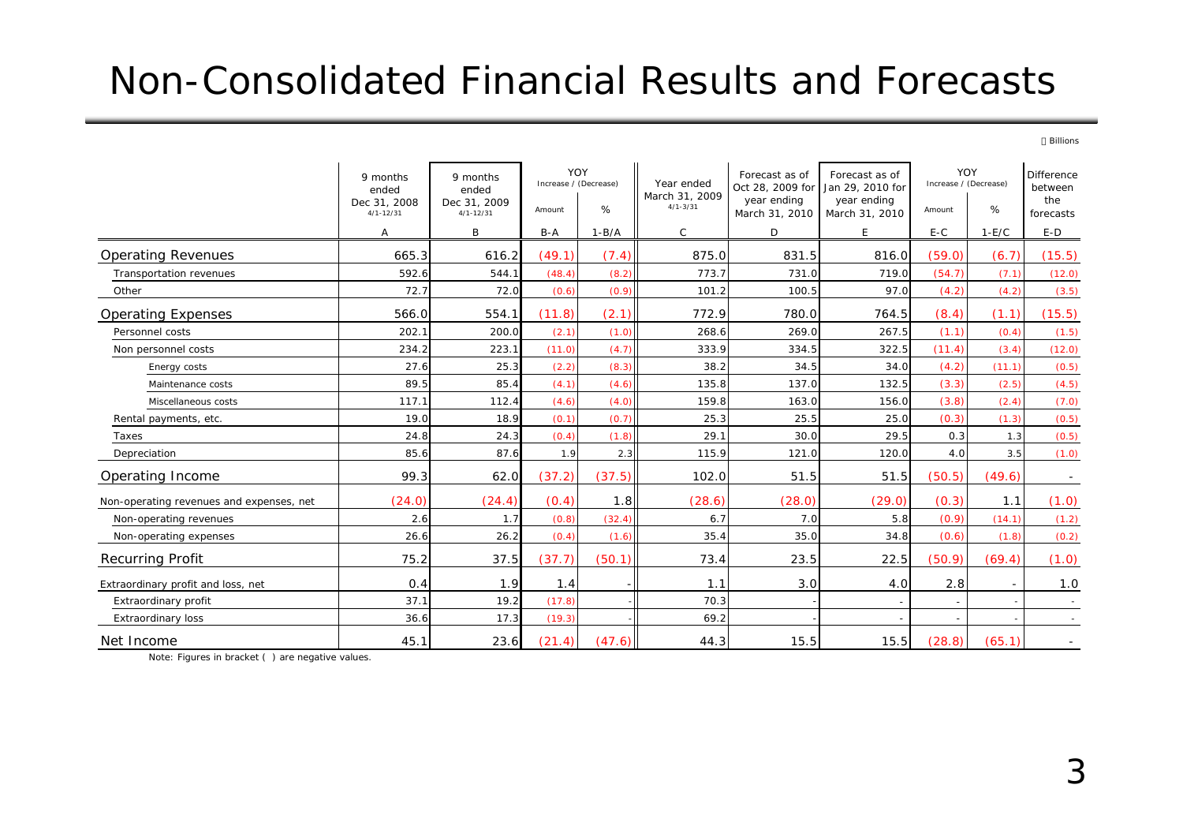# Non-Consolidated Financial Results and Forecasts

¥ Billions

| | 9 months ended Dec 31, 2008 4/1-12/31 | 9 months ended Dec 31, 2009 4/1-12/31 | YOY Increase / (Decrease) | | Year ended March 31, 2009 4/1-3/31 | Forecast as of Oct 28, 2009 for year ending March 31, 2010 | Forecast as of Jan 29, 2010 for year ending March 31, 2010 | YOY Increase / (Decrease) | | Difference between the forecasts |
|---|---|---|---|---|---|---|---|---|---|---|
| | | | Amount | % | | | | Amount | % | |
| | A | B | B-A | 1-B/A | C | D | E | E-C | 1-E/C | E-D |
| Operating Revenues | 665.3 | 616.2 | (49.1) | (7.4) | 875.0 | 831.5 | 816.0 | (59.0) | (6.7) | (15.5) |
| Transportation revenues | 592.6 | 544.1 | (48.4) | (8.2) | 773.7 | 731.0 | 719.0 | (54.7) | (7.1) | (12.0) |
| Other | 72.7 | 72.0 | (0.6) | (0.9) | 101.2 | 100.5 | 97.0 | (4.2) | (4.2) | (3.5) |
| Operating Expenses | 566.0 | 554.1 | (11.8) | (2.1) | 772.9 | 780.0 | 764.5 | (8.4) | (1.1) | (15.5) |
| Personnel costs | 202.1 | 200.0 | (2.1) | (1.0) | 268.6 | 269.0 | 267.5 | (1.1) | (0.4) | (1.5) |
| Non personnel costs | 234.2 | 223.1 | (11.0) | (4.7) | 333.9 | 334.5 | 322.5 | (11.4) | (3.4) | (12.0) |
| Energy costs | 27.6 | 25.3 | (2.2) | (8.3) | 38.2 | 34.5 | 34.0 | (4.2) | (11.1) | (0.5) |
| Maintenance costs | 89.5 | 85.4 | (4.1) | (4.6) | 135.8 | 137.0 | 132.5 | (3.3) | (2.5) | (4.5) |
| Miscellaneous costs | 117.1 | 112.4 | (4.6) | (4.0) | 159.8 | 163.0 | 156.0 | (3.8) | (2.4) | (7.0) |
| Rental payments, etc. | 19.0 | 18.9 | (0.1) | (0.7) | 25.3 | 25.5 | 25.0 | (0.3) | (1.3) | (0.5) |
| Taxes | 24.8 | 24.3 | (0.4) | (1.8) | 29.1 | 30.0 | 29.5 | 0.3 | 1.3 | (0.5) |
| Depreciation | 85.6 | 87.6 | 1.9 | 2.3 | 115.9 | 121.0 | 120.0 | 4.0 | 3.5 | (1.0) |
| Operating Income | 99.3 | 62.0 | (37.2) | (37.5) | 102.0 | 51.5 | 51.5 | (50.5) | (49.6) | - |
| Non-operating revenues and expenses, net | (24.0) | (24.4) | (0.4) | 1.8 | (28.6) | (28.0) | (29.0) | (0.3) | 1.1 | (1.0) |
| Non-operating revenues | 2.6 | 1.7 | (0.8) | (32.4) | 6.7 | 7.0 | 5.8 | (0.9) | (14.1) | (1.2) |
| Non-operating expenses | 26.6 | 26.2 | (0.4) | (1.6) | 35.4 | 35.0 | 34.8 | (0.6) | (1.8) | (0.2) |
| Recurring Profit | 75.2 | 37.5 | (37.7) | (50.1) | 73.4 | 23.5 | 22.5 | (50.9) | (69.4) | (1.0) |
| Extraordinary profit and loss, net | 0.4 | 1.9 | 1.4 | - | 1.1 | 3.0 | 4.0 | 2.8 | - | 1.0 |
| Extraordinary profit | 37.1 | 19.2 | (17.8) | - | 70.3 | - | - | - | - | - |
| Extraordinary loss | 36.6 | 17.3 | (19.3) | - | 69.2 | - | - | - | - | - |
| Net Income | 45.1 | 23.6 | (21.4) | (47.6) | 44.3 | 15.5 | 15.5 | (28.8) | (65.1) | - |

Note: Figures in bracket ( ) are negative values.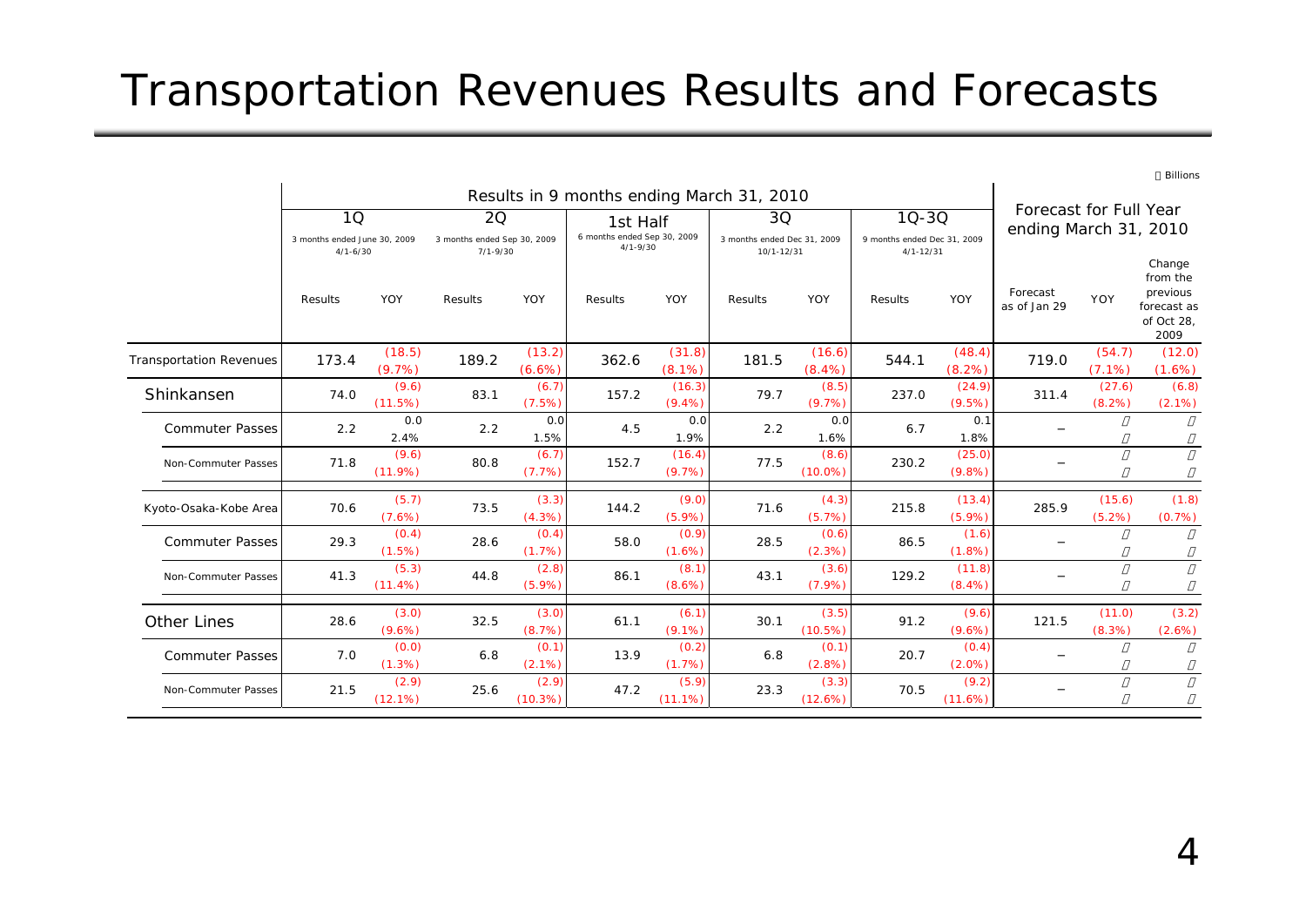# Transportation Revenues Results and Forecasts

¥ Billions

| | Results in 9 months ending March 31, 2010 | | | | | | | | | | Forecast for Full Year ending March 31, 2010 | | |
|---|---|---|---|---|---|---|---|---|---|---|---|---|---|
| | 1Q 3 months ended June 30, 2009 4/1-6/30 | | 2Q 3 months ended Sep 30, 2009 7/1-9/30 | | 1st Half 6 months ended Sep 30, 2009 4/1-9/30 | | 3Q 3 months ended Dec 31, 2009 10/1-12/31 | | 1Q-3Q 9 months ended Dec 31, 2009 4/1-12/31 | | | | |
| | Results | YOY | Results | YOY | Results | YOY | Results | YOY | Results | YOY | Forecast as of Jan 29 | YOY | Change from the previous forecast as of Oct 28, 2009 |
| Transportation Revenues | 173.4 | (18.5) (9.7%) | 189.2 | (13.2) (6.6%) | 362.6 | (31.8) (8.1%) | 181.5 | (16.6) (8.4%) | 544.1 | (48.4) (8.2%) | 719.0 | (54.7) (7.1%) | (12.0) (1.6%) |
| Shinkansen | 74.0 | (9.6) (11.5%) | 83.1 | (6.7) (7.5%) | 157.2 | (16.3) (9.4%) | 79.7 | (8.5) (9.7%) | 237.0 | (24.9) (9.5%) | 311.4 | (27.6) (8.2%) | (6.8) (2.1%) |
| Commuter Passes | 2.2 | 0.0 2.4% | 2.2 | 0.0 1.5% | 4.5 | 0.0 1.9% | 2.2 | 0.0 1.6% | 6.7 | 0.1 1.8% | – | | |
| Non-Commuter Passes | 71.8 | (9.6) (11.9%) | 80.8 | (6.7) (7.7%) | 152.7 | (16.4) (9.7%) | 77.5 | (8.6) (10.0%) | 230.2 | (25.0) (9.8%) | – | | |
| Kyoto-Osaka-Kobe Area | 70.6 | (5.7) (7.6%) | 73.5 | (3.3) (4.3%) | 144.2 | (9.0) (5.9%) | 71.6 | (4.3) (5.7%) | 215.8 | (13.4) (5.9%) | 285.9 | (15.6) (5.2%) | (1.8) (0.7%) |
| Commuter Passes | 29.3 | (0.4) (1.5%) | 28.6 | (0.4) (1.7%) | 58.0 | (0.9) (1.6%) | 28.5 | (0.6) (2.3%) | 86.5 | (1.6) (1.8%) | – | | |
| Non-Commuter Passes | 41.3 | (5.3) (11.4%) | 44.8 | (2.8) (5.9%) | 86.1 | (8.1) (8.6%) | 43.1 | (3.6) (7.9%) | 129.2 | (11.8) (8.4%) | – | | |
| Other Lines | 28.6 | (3.0) (9.6%) | 32.5 | (3.0) (8.7%) | 61.1 | (6.1) (9.1%) | 30.1 | (3.5) (10.5%) | 91.2 | (9.6) (9.6%) | 121.5 | (11.0) (8.3%) | (3.2) (2.6%) |
| Commuter Passes | 7.0 | (0.0) (1.3%) | 6.8 | (0.1) (2.1%) | 13.9 | (0.2) (1.7%) | 6.8 | (0.1) (2.8%) | 20.7 | (0.4) (2.0%) | – | | |
| Non-Commuter Passes | 21.5 | (2.9) (12.1%) | 25.6 | (2.9) (10.3%) | 47.2 | (5.9) (11.1%) | 23.3 | (3.3) (12.6%) | 70.5 | (9.2) (11.6%) | – | | |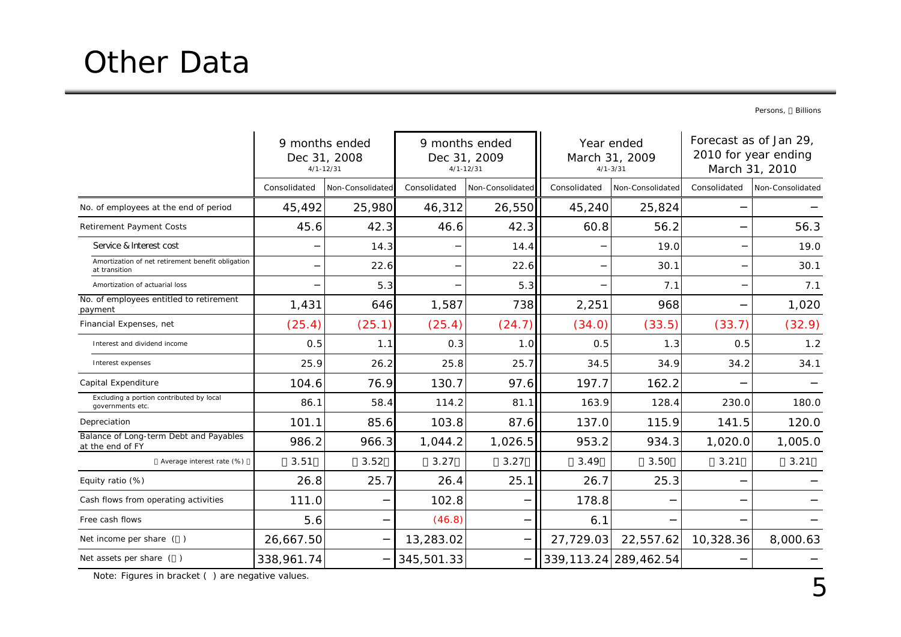# Other Data

Persons, ¥ Billions

| | 9 months ended Dec 31, 2008 4/1-12/31 | | 9 months ended Dec 31, 2009 4/1-12/31 | | Year ended March 31, 2009 4/1-3/31 | | Forecast as of Jan 29, 2010 for year ending March 31, 2010 | |
|---|---|---|---|---|---|---|---|---|
| | Consolidated | Non-Consolidated | Consolidated | Non-Consolidated | Consolidated | Non-Consolidated | Consolidated | Non-Consolidated |
| No. of employees at the end of period | 45,492 | 25,980 | 46,312 | 26,550 | 45,240 | 25,824 | − | − |
| Retirement Payment Costs | 45.6 | 42.3 | 46.6 | 42.3 | 60.8 | 56.2 | − | 56.3 |
| Service & Interest cost | − | 14.3 | − | 14.4 | − | 19.0 | − | 19.0 |
| Amortization of net retirement benefit obligation at transition | − | 22.6 | − | 22.6 | − | 30.1 | − | 30.1 |
| Amortization of actuarial loss | − | 5.3 | − | 5.3 | − | 7.1 | − | 7.1 |
| No. of employees entitled to retirement payment | 1,431 | 646 | 1,587 | 738 | 2,251 | 968 | − | 1,020 |
| Financial Expenses, net | (25.4) | (25.1) | (25.4) | (24.7) | (34.0) | (33.5) | (33.7) | (32.9) |
| Interest and dividend income | 0.5 | 1.1 | 0.3 | 1.0 | 0.5 | 1.3 | 0.5 | 1.2 |
| Interest expenses | 25.9 | 26.2 | 25.8 | 25.7 | 34.5 | 34.9 | 34.2 | 34.1 |
| Capital Expenditure | 104.6 | 76.9 | 130.7 | 97.6 | 197.7 | 162.2 | − | − |
| Excluding a portion contributed by local governments etc. | 86.1 | 58.4 | 114.2 | 81.1 | 163.9 | 128.4 | 230.0 | 180.0 |
| Depreciation | 101.1 | 85.6 | 103.8 | 87.6 | 137.0 | 115.9 | 141.5 | 120.0 |
| Balance of Long-term Debt and Payables at the end of FY | 986.2 | 966.3 | 1,044.2 | 1,026.5 | 953.2 | 934.3 | 1,020.0 | 1,005.0 |
| ( Average interest rate (%) ) | ( 3.51 ) | ( 3.52 ) | ( 3.27 ) | ( 3.27 ) | ( 3.49 ) | ( 3.50 ) | ( 3.21 ) | ( 3.21 ) |
| Equity ratio (%) | 26.8 | 25.7 | 26.4 | 25.1 | 26.7 | 25.3 | − | − |
| Cash flows from operating activities | 111.0 | − | 102.8 | − | 178.8 | − | − | − |
| Free cash flows | 5.6 | − | (46.8) | − | 6.1 | − | − | − |
| Net income per share (¥) | 26,667.50 | − | 13,283.02 | − | 27,729.03 | 22,557.62 | 10,328.36 | 8,000.63 |
| Net assets per share (¥) | 338,961.74 | − | 345,501.33 | − | 339,113.24 | 289,462.54 | − | − |

Note: Figures in bracket ( ) are negative values.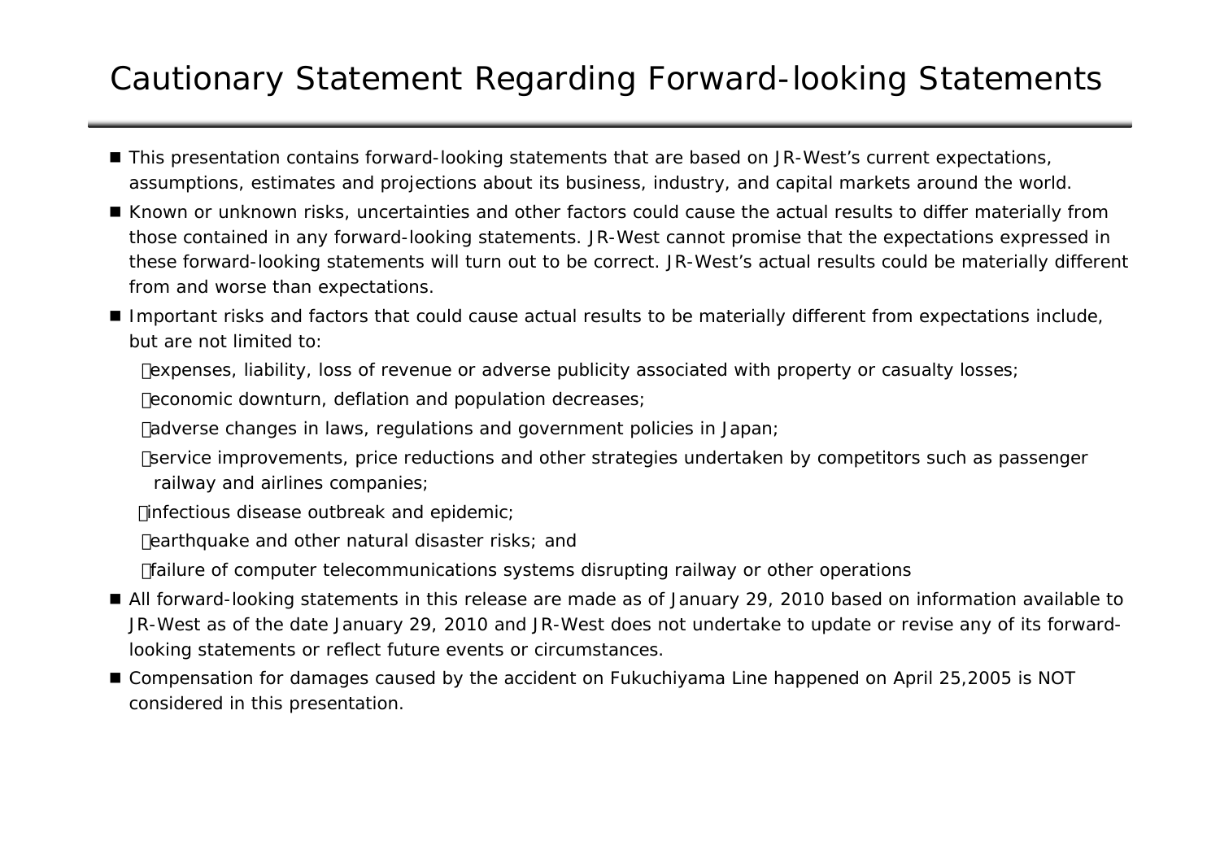# Cautionary Statement Regarding Forward-looking Statements

- This presentation contains forward-looking statements that are based on JR-West's current expectations, assumptions, estimates and projections about its business, industry, and capital markets around the world.
- Known or unknown risks, uncertainties and other factors could cause the actual results to differ materially from those contained in any forward-looking statements. JR-West cannot promise that the expectations expressed in these forward-looking statements will turn out to be correct. JR-West's actual results could be materially different from and worse than expectations.
- Important risks and factors that could cause actual results to be materially different from expectations include, but are not limited to:
  - expenses, liability, loss of revenue or adverse publicity associated with property or casualty losses;
  - economic downturn, deflation and population decreases;
  - adverse changes in laws, regulations and government policies in Japan;
  - service improvements, price reductions and other strategies undertaken by competitors such as passenger railway and airlines companies;
  - infectious disease outbreak and epidemic;
  - earthquake and other natural disaster risks; and
  - failure of computer telecommunications systems disrupting railway or other operations
- All forward-looking statements in this release are made as of January 29, 2010 based on information available to JR-West as of the date January 29, 2010 and JR-West does not undertake to update or revise any of its forward-looking statements or reflect future events or circumstances.
- Compensation for damages caused by the accident on Fukuchiyama Line happened on April 25,2005 is NOT considered in this presentation.